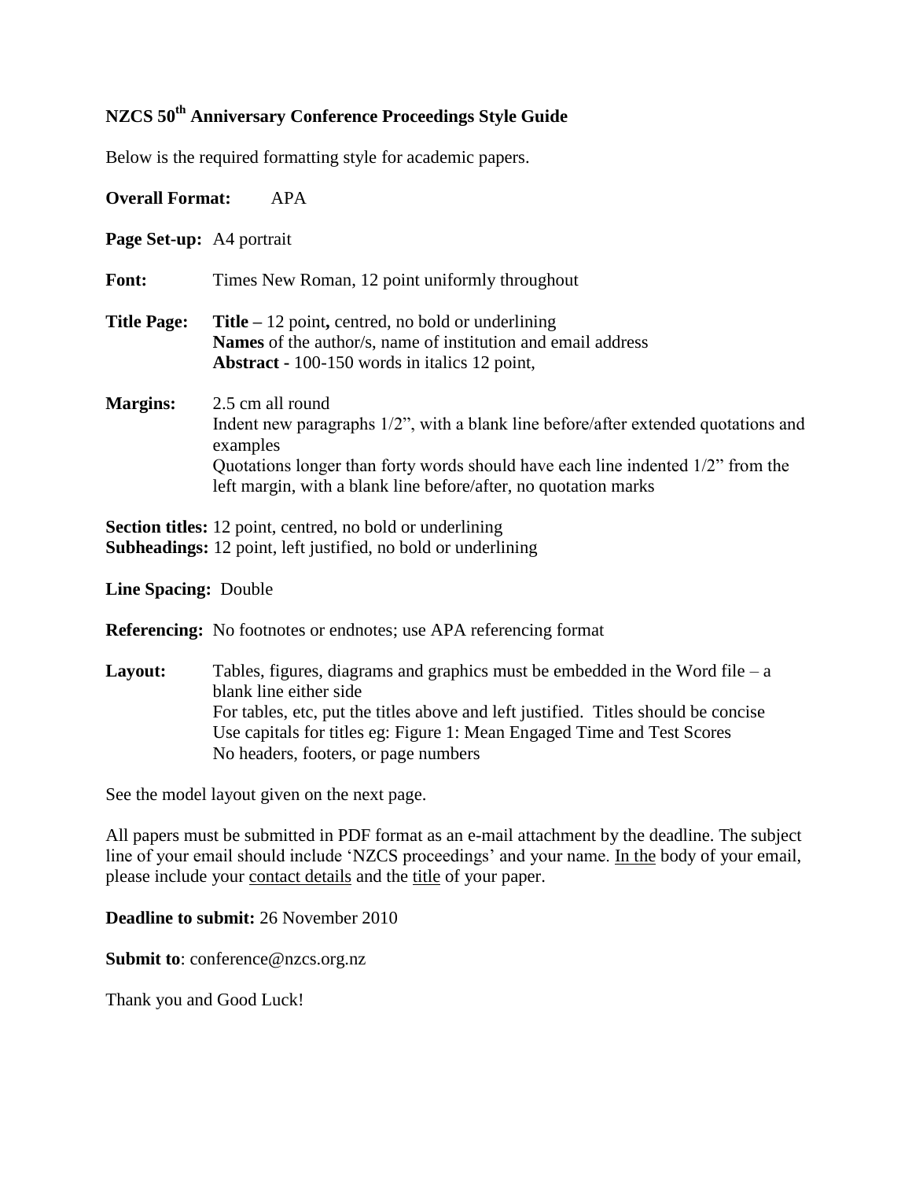# NZCS 50th Anniversary Conference Proceedings Style Guide

Below is the required formatting style for academic papers.

**Overall Format:** APA

**Page Set-up:** A4 portrait

**Font:** Times New Roman, 12 point uniformly throughout

**Title Page:**
**Title –** 12 point**,** centred, no bold or underlining
**Names** of the author/s, name of institution and email address
**Abstract** - 100-150 words in italics 12 point,

**Margins:**
2.5 cm all round
Indent new paragraphs 1/2”, with a blank line before/after extended quotations and examples
Quotations longer than forty words should have each line indented 1/2” from the left margin, with a blank line before/after, no quotation marks

**Section titles:** 12 point, centred, no bold or underlining
**Subheadings:** 12 point, left justified, no bold or underlining

**Line Spacing:** Double

**Referencing:** No footnotes or endnotes; use APA referencing format

**Layout:**
Tables, figures, diagrams and graphics must be embedded in the Word file – a blank line either side
For tables, etc, put the titles above and left justified. Titles should be concise
Use capitals for titles eg: Figure 1: Mean Engaged Time and Test Scores
No headers, footers, or page numbers

See the model layout given on the next page.

All papers must be submitted in PDF format as an e-mail attachment by the deadline. The subject line of your email should include ‘NZCS proceedings’ and your name. In the body of your email, please include your contact details and the title of your paper.

**Deadline to submit:** 26 November 2010

**Submit to**: conference@nzcs.org.nz

Thank you and Good Luck!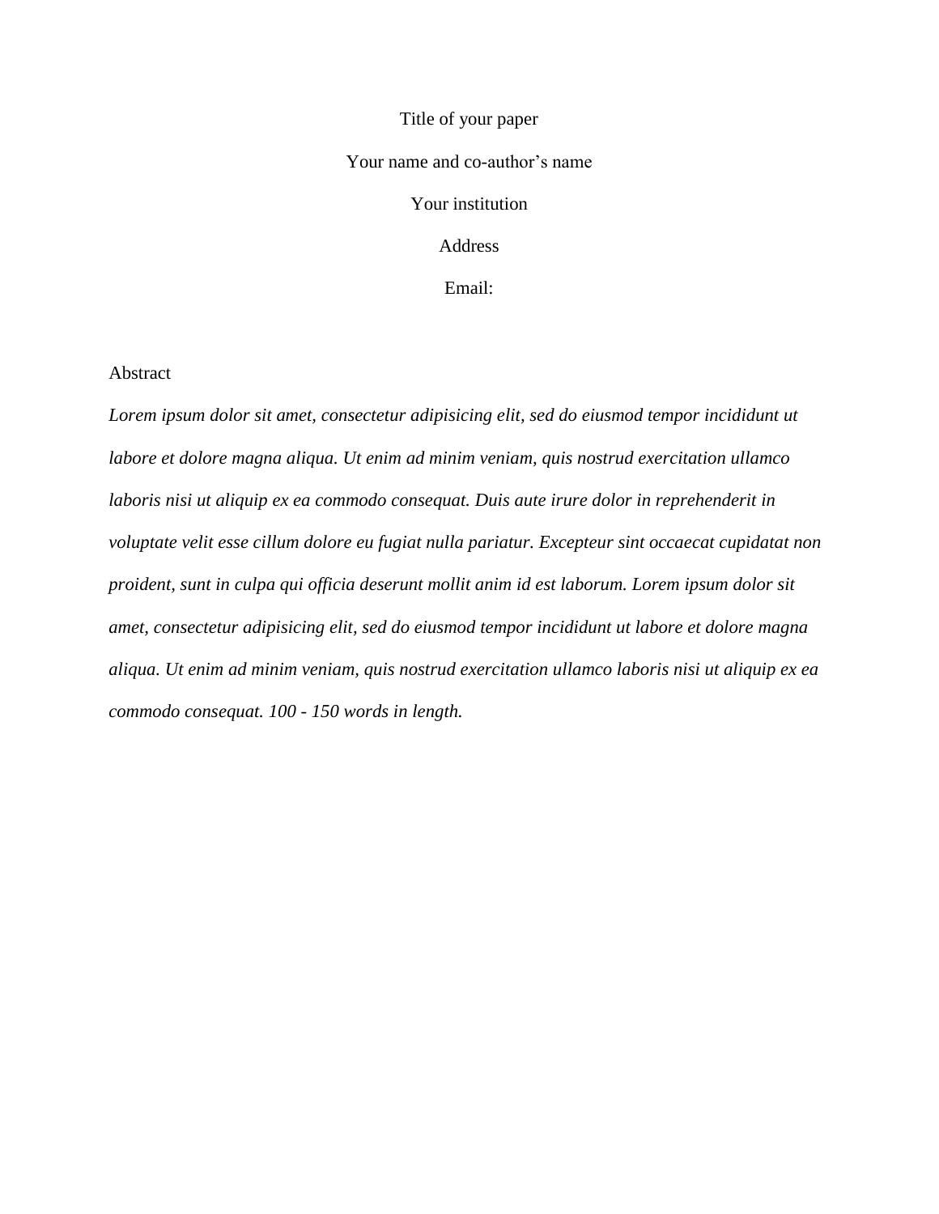Title of your paper

Your name and co-author's name

Your institution

Address

Email:

Abstract

*Lorem ipsum dolor sit amet, consectetur adipisicing elit, sed do eiusmod tempor incididunt ut labore et dolore magna aliqua. Ut enim ad minim veniam, quis nostrud exercitation ullamco laboris nisi ut aliquip ex ea commodo consequat. Duis aute irure dolor in reprehenderit in voluptate velit esse cillum dolore eu fugiat nulla pariatur. Excepteur sint occaecat cupidatat non proident, sunt in culpa qui officia deserunt mollit anim id est laborum. Lorem ipsum dolor sit amet, consectetur adipisicing elit, sed do eiusmod tempor incididunt ut labore et dolore magna aliqua. Ut enim ad minim veniam, quis nostrud exercitation ullamco laboris nisi ut aliquip ex ea commodo consequat. 100 - 150 words in length.*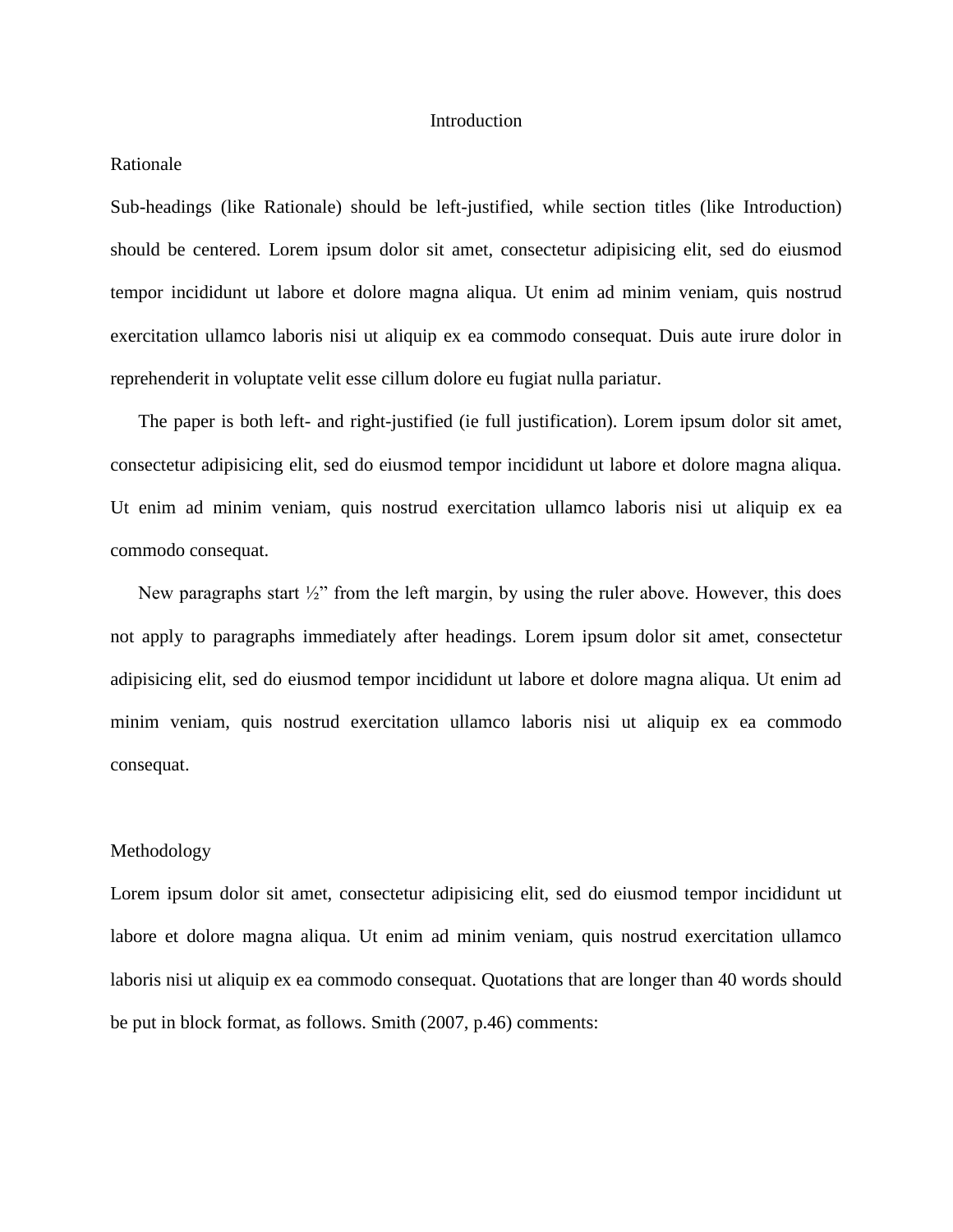# Introduction

## Rationale

Sub-headings (like Rationale) should be left-justified, while section titles (like Introduction) should be centered. Lorem ipsum dolor sit amet, consectetur adipisicing elit, sed do eiusmod tempor incididunt ut labore et dolore magna aliqua. Ut enim ad minim veniam, quis nostrud exercitation ullamco laboris nisi ut aliquip ex ea commodo consequat. Duis aute irure dolor in reprehenderit in voluptate velit esse cillum dolore eu fugiat nulla pariatur.

The paper is both left- and right-justified (ie full justification). Lorem ipsum dolor sit amet, consectetur adipisicing elit, sed do eiusmod tempor incididunt ut labore et dolore magna aliqua. Ut enim ad minim veniam, quis nostrud exercitation ullamco laboris nisi ut aliquip ex ea commodo consequat.

New paragraphs start ½" from the left margin, by using the ruler above. However, this does not apply to paragraphs immediately after headings. Lorem ipsum dolor sit amet, consectetur adipisicing elit, sed do eiusmod tempor incididunt ut labore et dolore magna aliqua. Ut enim ad minim veniam, quis nostrud exercitation ullamco laboris nisi ut aliquip ex ea commodo consequat.

## Methodology

Lorem ipsum dolor sit amet, consectetur adipisicing elit, sed do eiusmod tempor incididunt ut labore et dolore magna aliqua. Ut enim ad minim veniam, quis nostrud exercitation ullamco laboris nisi ut aliquip ex ea commodo consequat. Quotations that are longer than 40 words should be put in block format, as follows. Smith (2007, p.46) comments: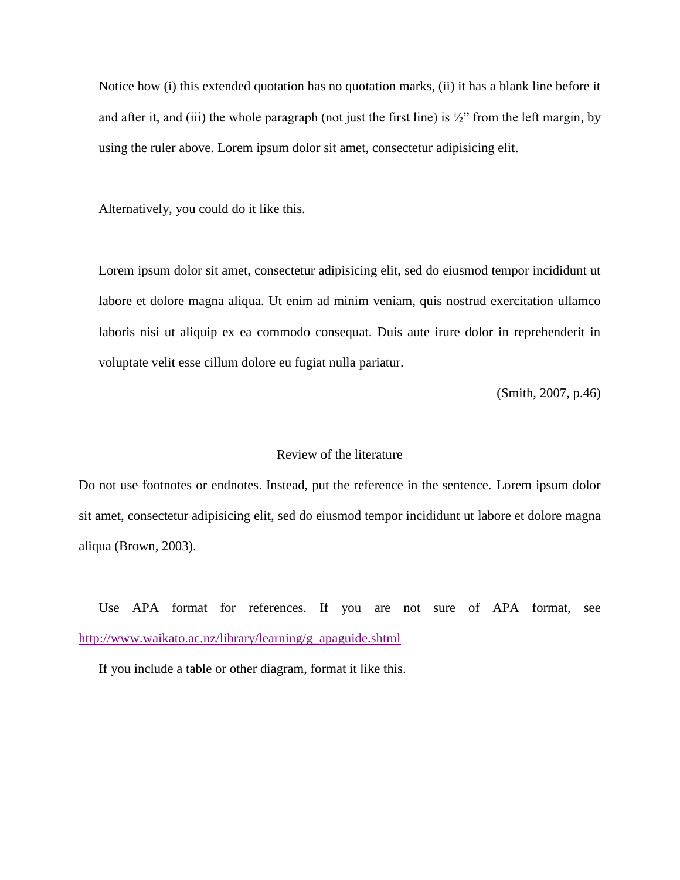Notice how (i) this extended quotation has no quotation marks, (ii) it has a blank line before it and after it, and (iii) the whole paragraph (not just the first line) is ½" from the left margin, by using the ruler above. Lorem ipsum dolor sit amet, consectetur adipisicing elit.

Alternatively, you could do it like this.

> Lorem ipsum dolor sit amet, consectetur adipisicing elit, sed do eiusmod tempor incididunt ut labore et dolore magna aliqua. Ut enim ad minim veniam, quis nostrud exercitation ullamco laboris nisi ut aliquip ex ea commodo consequat. Duis aute irure dolor in reprehenderit in voluptate velit esse cillum dolore eu fugiat nulla pariatur.
>
> (Smith, 2007, p.46)

## Review of the literature

Do not use footnotes or endnotes. Instead, put the reference in the sentence. Lorem ipsum dolor sit amet, consectetur adipisicing elit, sed do eiusmod tempor incididunt ut labore et dolore magna aliqua (Brown, 2003).

Use APA format for references. If you are not sure of APA format, see http://www.waikato.ac.nz/library/learning/g_apaguide.shtml

If you include a table or other diagram, format it like this.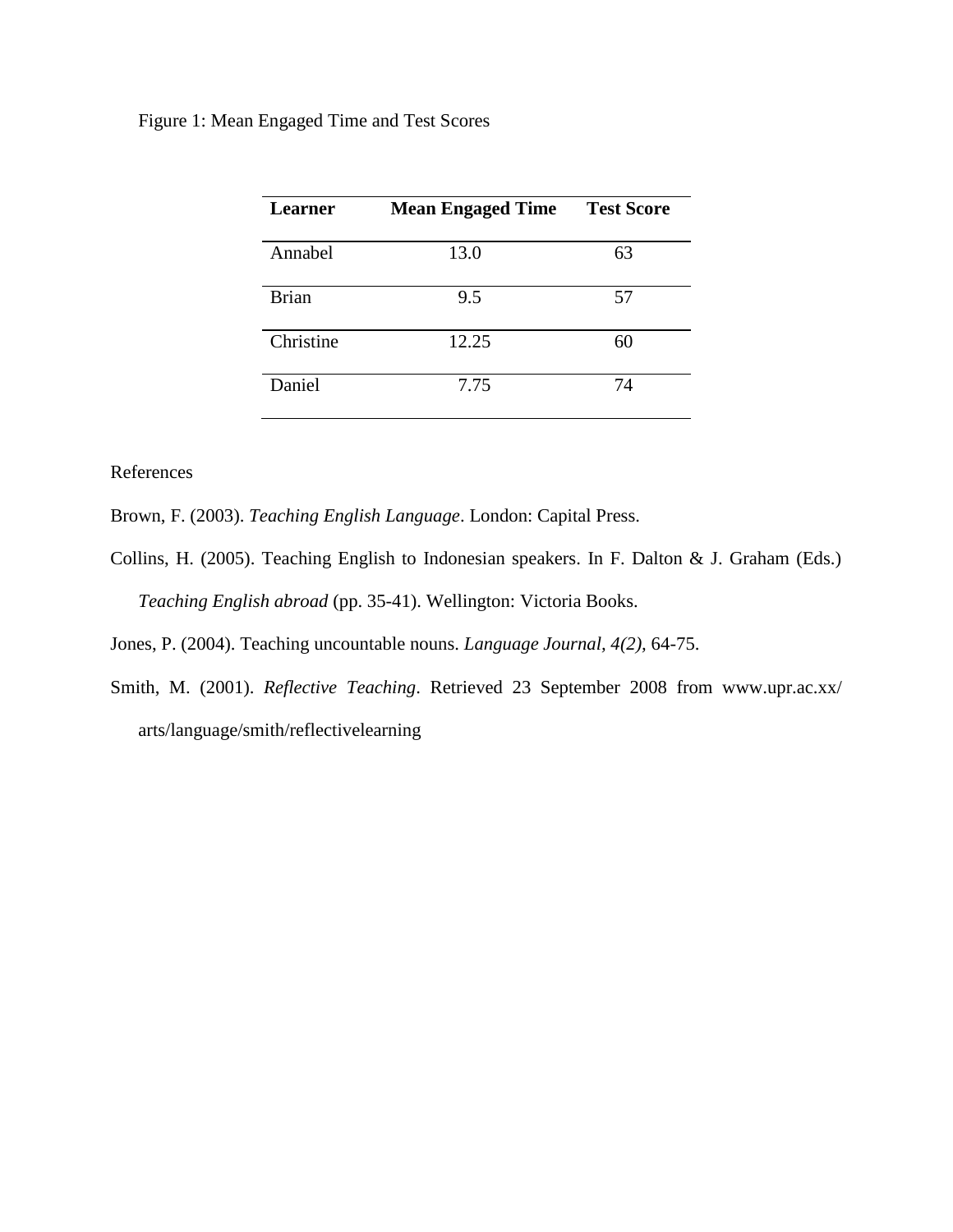Figure 1: Mean Engaged Time and Test Scores

| Learner | Mean Engaged Time | Test Score |
| --- | --- | --- |
| Annabel | 13.0 | 63 |
| Brian | 9.5 | 57 |
| Christine | 12.25 | 60 |
| Daniel | 7.75 | 74 |

References

Brown, F. (2003). *Teaching English Language*. London: Capital Press.

Collins, H. (2005). Teaching English to Indonesian speakers. In F. Dalton & J. Graham (Eds.) *Teaching English abroad* (pp. 35-41). Wellington: Victoria Books.

Jones, P. (2004). Teaching uncountable nouns. *Language Journal, 4(2),* 64-75.

Smith, M. (2001). *Reflective Teaching*. Retrieved 23 September 2008 from www.upr.ac.xx/ arts/language/smith/reflectivelearning